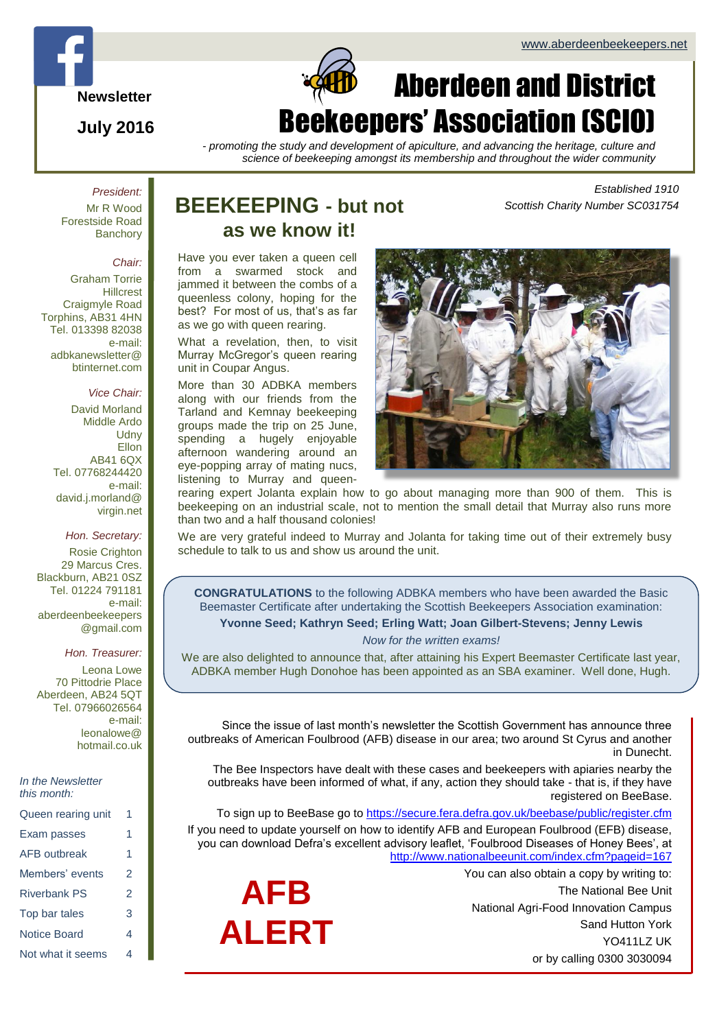www.aberdeenbeekeepers.net

Newsletter

July 2016

# Aberdeen and District Beekeepers' Association (SCIO)

*- promoting the study and development of apiculture, and advancing the heritage, culture and science of beekeeping amongst its membership and throughout the wider community*

*Established 1910*
*Scottish Charity Number SC031754*

*President:*
Mr R Wood
Forestside Road
Banchory

*Chair:*
Graham Torrie
Hillcrest
Craigmyle Road
Torphins, AB31 4HN
Tel. 013398 82038
e-mail:
adbkanewsletter@btinternet.com

*Vice Chair:*
David Morland
Middle Ardo
Udny
Ellon
AB41 6QX
Tel. 07768244420
e-mail:
david.j.morland@virgin.net

*Hon. Secretary:*
Rosie Crighton
29 Marcus Cres.
Blackburn, AB21 0SZ
Tel. 01224 791181
e-mail:
aberdeenbeekeepers@gmail.com

*Hon. Treasurer:*
Leona Lowe
70 Pittodrie Place
Aberdeen, AB24 5QT
Tel. 07966026564
e-mail:
leonalowe@hotmail.co.uk

*In the Newsletter this month:*

| | |
|---|---|
| Queen rearing unit | 1 |
| Exam passes | 1 |
| AFB outbreak | 1 |
| Members' events | 2 |
| Riverbank PS | 2 |
| Top bar tales | 3 |
| Notice Board | 4 |
| Not what it seems | 4 |

## BEEKEEPING - but not as we know it!

Have you ever taken a queen cell from a swarmed stock and jammed it between the combs of a queenless colony, hoping for the best? For most of us, that's as far as we go with queen rearing.

What a revelation, then, to visit Murray McGregor's queen rearing unit in Coupar Angus.

More than 30 ADBKA members along with our friends from the Tarland and Kemnay beekeeping groups made the trip on 25 June, spending a hugely enjoyable afternoon wandering around an eye-popping array of mating nucs, listening to Murray and queen-rearing expert Jolanta explain how to go about managing more than 900 of them. This is beekeeping on an industrial scale, not to mention the small detail that Murray also runs more than two and a half thousand colonies!

We are very grateful indeed to Murray and Jolanta for taking time out of their extremely busy schedule to talk to us and show us around the unit.

**CONGRATULATIONS** to the following ADBKA members who have been awarded the Basic Beemaster Certificate after undertaking the Scottish Beekeepers Association examination:

**Yvonne Seed; Kathryn Seed; Erling Watt; Joan Gilbert-Stevens; Jenny Lewis**

*Now for the written exams!*

We are also delighted to announce that, after attaining his Expert Beemaster Certificate last year, ADBKA member Hugh Donohoe has been appointed as an SBA examiner. Well done, Hugh.

## AFB ALERT

Since the issue of last month's newsletter the Scottish Government has announce three outbreaks of American Foulbrood (AFB) disease in our area; two around St Cyrus and another in Dunecht.

The Bee Inspectors have dealt with these cases and beekeepers with apiaries nearby the outbreaks have been informed of what, if any, action they should take - that is, if they have registered on BeeBase.

To sign up to BeeBase go to https://secure.fera.defra.gov.uk/beebase/public/register.cfm

If you need to update yourself on how to identify AFB and European Foulbrood (EFB) disease, you can download Defra's excellent advisory leaflet, 'Foulbrood Diseases of Honey Bees', at http://www.nationalbeeunit.com/index.cfm?pageid=167

You can also obtain a copy by writing to:
The National Bee Unit
National Agri-Food Innovation Campus
Sand Hutton York
YO411LZ UK
or by calling 0300 3030094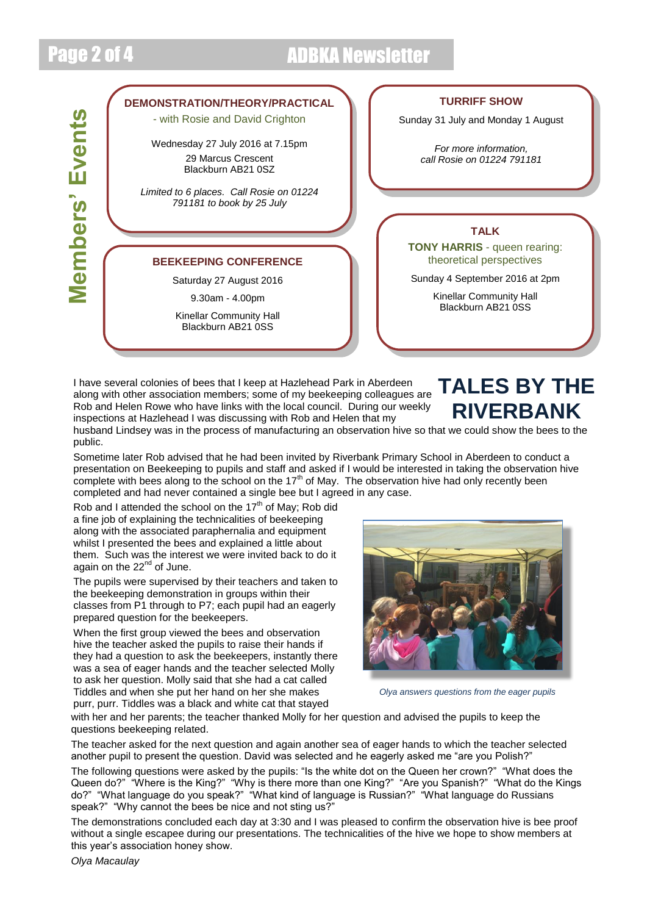## Members' Events

### DEMONSTRATION/THEORY/PRACTICAL

- with Rosie and David Crighton

Wednesday 27 July 2016 at 7.15pm
29 Marcus Crescent
Blackburn AB21 0SZ

*Limited to 6 places. Call Rosie on 01224 791181 to book by 25 July*

### TURRIFF SHOW

Sunday 31 July and Monday 1 August

*For more information, call Rosie on 01224 791181*

### BEEKEEPING CONFERENCE

Saturday 27 August 2016

9.30am - 4.00pm

Kinellar Community Hall
Blackburn AB21 0SS

### TALK

**TONY HARRIS** - queen rearing: theoretical perspectives

Sunday 4 September 2016 at 2pm

Kinellar Community Hall
Blackburn AB21 0SS

# TALES BY THE RIVERBANK

I have several colonies of bees that I keep at Hazlehead Park in Aberdeen along with other association members; some of my beekeeping colleagues are Rob and Helen Rowe who have links with the local council. During our weekly inspections at Hazlehead I was discussing with Rob and Helen that my husband Lindsey was in the process of manufacturing an observation hive so that we could show the bees to the public.

Sometime later Rob advised that he had been invited by Riverbank Primary School in Aberdeen to conduct a presentation on Beekeeping to pupils and staff and asked if I would be interested in taking the observation hive complete with bees along to the school on the 17th of May. The observation hive had only recently been completed and had never contained a single bee but I agreed in any case.

Rob and I attended the school on the 17th of May; Rob did a fine job of explaining the technicalities of beekeeping along with the associated paraphernalia and equipment whilst I presented the bees and explained a little about them. Such was the interest we were invited back to do it again on the 22nd of June.

The pupils were supervised by their teachers and taken to the beekeeping demonstration in groups within their classes from P1 through to P7; each pupil had an eagerly prepared question for the beekeepers.

When the first group viewed the bees and observation hive the teacher asked the pupils to raise their hands if they had a question to ask the beekeepers, instantly there was a sea of eager hands and the teacher selected Molly to ask her question. Molly said that she had a cat called Tiddles and when she put her hand on her she makes purr, purr. Tiddles was a black and white cat that stayed with her and her parents; the teacher thanked Molly for her question and advised the pupils to keep the questions beekeeping related.

*Olya answers questions from the eager pupils*

The teacher asked for the next question and again another sea of eager hands to which the teacher selected another pupil to present the question. David was selected and he eagerly asked me "are you Polish?"

The following questions were asked by the pupils: "Is the white dot on the Queen her crown?" "What does the Queen do?" "Where is the King?" "Why is there more than one King?" "Are you Spanish?" "What do the Kings do?" "What language do you speak?" "What kind of language is Russian?" "What language do Russians speak?" "Why cannot the bees be nice and not sting us?"

The demonstrations concluded each day at 3:30 and I was pleased to confirm the observation hive is bee proof without a single escapee during our presentations. The technicalities of the hive we hope to show members at this year's association honey show.

*Olya Macaulay*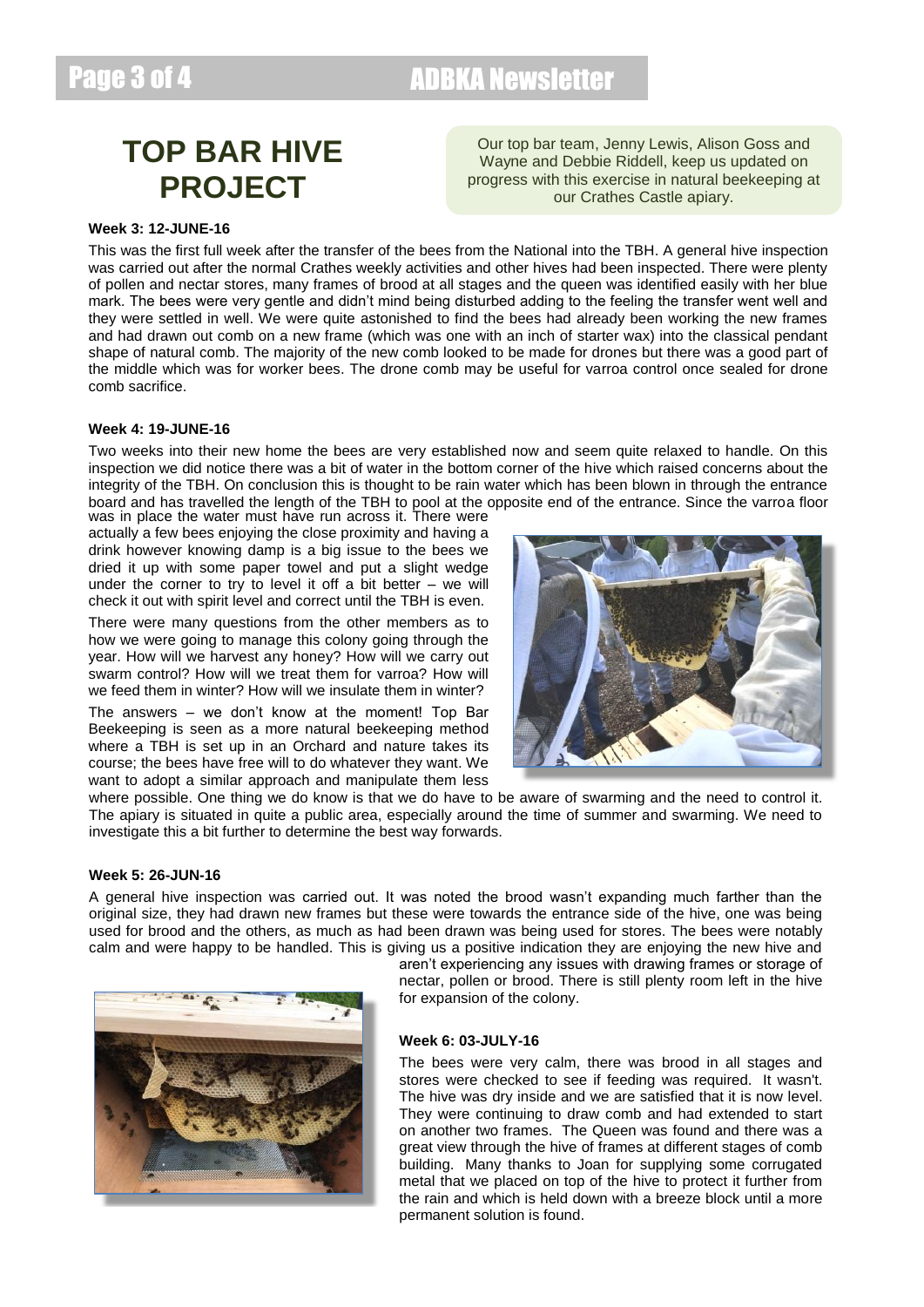# TOP BAR HIVE PROJECT

Our top bar team, Jenny Lewis, Alison Goss and Wayne and Debbie Riddell, keep us updated on progress with this exercise in natural beekeeping at our Crathes Castle apiary.

**Week 3: 12-JUNE-16**

This was the first full week after the transfer of the bees from the National into the TBH. A general hive inspection was carried out after the normal Crathes weekly activities and other hives had been inspected. There were plenty of pollen and nectar stores, many frames of brood at all stages and the queen was identified easily with her blue mark. The bees were very gentle and didn't mind being disturbed adding to the feeling the transfer went well and they were settled in well. We were quite astonished to find the bees had already been working the new frames and had drawn out comb on a new frame (which was one with an inch of starter wax) into the classical pendant shape of natural comb. The majority of the new comb looked to be made for drones but there was a good part of the middle which was for worker bees. The drone comb may be useful for varroa control once sealed for drone comb sacrifice.

**Week 4: 19-JUNE-16**

Two weeks into their new home the bees are very established now and seem quite relaxed to handle. On this inspection we did notice there was a bit of water in the bottom corner of the hive which raised concerns about the integrity of the TBH. On conclusion this is thought to be rain water which has been blown in through the entrance board and has travelled the length of the TBH to pool at the opposite end of the entrance. Since the varroa floor was in place the water must have run across it. There were actually a few bees enjoying the close proximity and having a drink however knowing damp is a big issue to the bees we dried it up with some paper towel and put a slight wedge under the corner to try to level it off a bit better – we will check it out with spirit level and correct until the TBH is even.

There were many questions from the other members as to how we were going to manage this colony going through the year. How will we harvest any honey? How will we carry out swarm control? How will we treat them for varroa? How will we feed them in winter? How will we insulate them in winter?

The answers – we don't know at the moment! Top Bar Beekeeping is seen as a more natural beekeeping method where a TBH is set up in an Orchard and nature takes its course; the bees have free will to do whatever they want. We want to adopt a similar approach and manipulate them less where possible. One thing we do know is that we do have to be aware of swarming and the need to control it. The apiary is situated in quite a public area, especially around the time of summer and swarming. We need to investigate this a bit further to determine the best way forwards.

**Week 5: 26-JUN-16**

A general hive inspection was carried out. It was noted the brood wasn't expanding much farther than the original size, they had drawn new frames but these were towards the entrance side of the hive, one was being used for brood and the others, as much as had been drawn was being used for stores. The bees were notably calm and were happy to be handled. This is giving us a positive indication they are enjoying the new hive and aren't experiencing any issues with drawing frames or storage of nectar, pollen or brood. There is still plenty room left in the hive for expansion of the colony.

**Week 6: 03-JULY-16**

The bees were very calm, there was brood in all stages and stores were checked to see if feeding was required. It wasn't. The hive was dry inside and we are satisfied that it is now level. They were continuing to draw comb and had extended to start on another two frames. The Queen was found and there was a great view through the hive of frames at different stages of comb building. Many thanks to Joan for supplying some corrugated metal that we placed on top of the hive to protect it further from the rain and which is held down with a breeze block until a more permanent solution is found.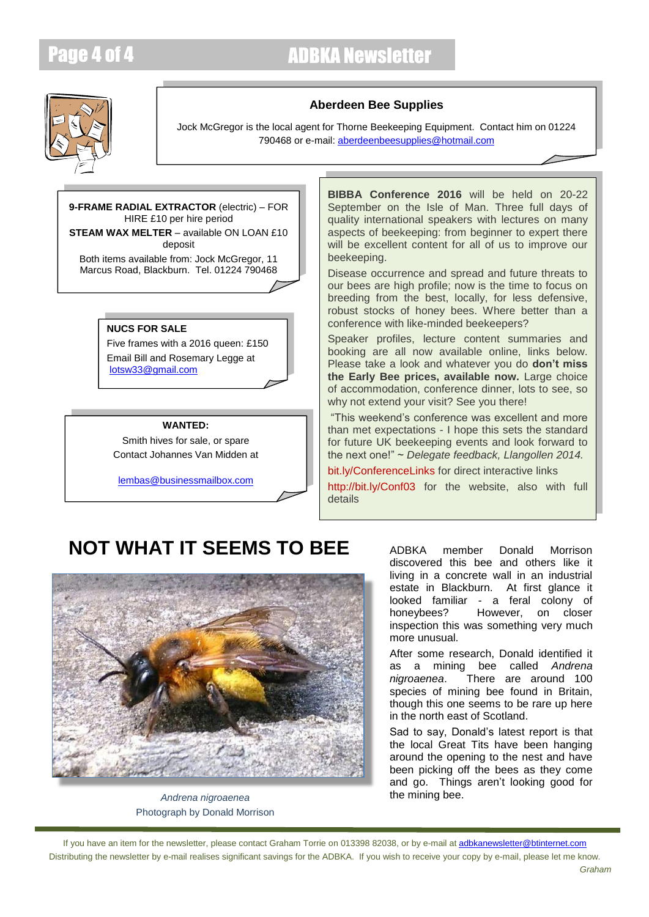## Aberdeen Bee Supplies

Jock McGregor is the local agent for Thorne Beekeeping Equipment. Contact him on 01224 790468 or e-mail: aberdeenbeesupplies@hotmail.com

**9-FRAME RADIAL EXTRACTOR** (electric) – FOR HIRE £10 per hire period

**STEAM WAX MELTER** – available ON LOAN £10 deposit

Both items available from: Jock McGregor, 11 Marcus Road, Blackburn. Tel. 01224 790468

**NUCS FOR SALE**

Five frames with a 2016 queen: £150

Email Bill and Rosemary Legge at lotsw33@gmail.com

**WANTED:**

Smith hives for sale, or spare

Contact Johannes Van Midden at

lembas@businessmailbox.com

**BIBBA Conference 2016** will be held on 20-22 September on the Isle of Man. Three full days of quality international speakers with lectures on many aspects of beekeeping: from beginner to expert there will be excellent content for all of us to improve our beekeeping.

Disease occurrence and spread and future threats to our bees are high profile; now is the time to focus on breeding from the best, locally, for less defensive, robust stocks of honey bees. Where better than a conference with like-minded beekeepers?

Speaker profiles, lecture content summaries and booking are all now available online, links below. Please take a look and whatever you do **don't miss the Early Bee prices, available now.** Large choice of accommodation, conference dinner, lots to see, so why not extend your visit? See you there!

"This weekend's conference was excellent and more than met expectations - I hope this sets the standard for future UK beekeeping events and look forward to the next one!" ~ *Delegate feedback, Llangollen 2014.*

bit.ly/ConferenceLinks for direct interactive links

http://bit.ly/Conf03 for the website, also with full details

# NOT WHAT IT SEEMS TO BEE

*Andrena nigroaenea*
Photograph by Donald Morrison

ADBKA member Donald Morrison discovered this bee and others like it living in a concrete wall in an industrial estate in Blackburn. At first glance it looked familiar - a feral colony of honeybees? However, on closer inspection this was something very much more unusual.

After some research, Donald identified it as a mining bee called *Andrena nigroaenea*. There are around 100 species of mining bee found in Britain, though this one seems to be rare up here in the north east of Scotland.

Sad to say, Donald's latest report is that the local Great Tits have been hanging around the opening to the nest and have been picking off the bees as they come and go. Things aren't looking good for the mining bee.

---

If you have an item for the newsletter, please contact Graham Torrie on 013398 82038, or by e-mail at adbkanewsletter@btinternet.com
Distributing the newsletter by e-mail realises significant savings for the ADBKA. If you wish to receive your copy by e-mail, please let me know.

*Graham*